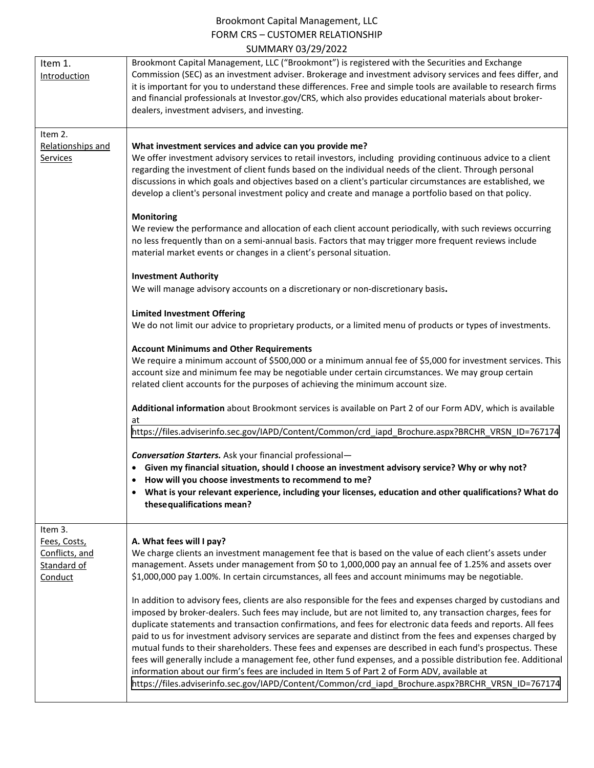# Brookmont Capital Management, LLC
## FORM CRS – CUSTOMER RELATIONSHIP SUMMARY 03/29/2022

## Item 1. Introduction

Brookmont Capital Management, LLC ("Brookmont") is registered with the Securities and Exchange Commission (SEC) as an investment adviser. Brokerage and investment advisory services and fees differ, and it is important for you to understand these differences. Free and simple tools are available to research firms and financial professionals at Investor.gov/CRS, which also provides educational materials about broker-dealers, investment advisers, and investing.

## Item 2. Relationships and Services

**What investment services and advice can you provide me?**

We offer investment advisory services to retail investors, including providing continuous advice to a client regarding the investment of client funds based on the individual needs of the client. Through personal discussions in which goals and objectives based on a client's particular circumstances are established, we develop a client's personal investment policy and create and manage a portfolio based on that policy.

**Monitoring**

We review the performance and allocation of each client account periodically, with such reviews occurring no less frequently than on a semi-annual basis. Factors that may trigger more frequent reviews include material market events or changes in a client's personal situation.

**Investment Authority**

We will manage advisory accounts on a discretionary or non-discretionary basis**.**

**Limited Investment Offering**

We do not limit our advice to proprietary products, or a limited menu of products or types of investments.

**Account Minimums and Other Requirements**

We require a minimum account of $500,000 or a minimum annual fee of $5,000 for investment services. This account size and minimum fee may be negotiable under certain circumstances. We may group certain related client accounts for the purposes of achieving the minimum account size.

**Additional information** about Brookmont services is available on Part 2 of our Form ADV, which is available at https://files.adviserinfo.sec.gov/IAPD/Content/Common/crd_iapd_Brochure.aspx?BRCHR_VRSN_ID=767174

***Conversation Starters.*** Ask your financial professional—

- **Given my financial situation, should I choose an investment advisory service? Why or why not?**
- **How will you choose investments to recommend to me?**
- **What is your relevant experience, including your licenses, education and other qualifications? What do these qualifications mean?**

## Item 3. Fees, Costs, Conflicts, and Standard of Conduct

**A. What fees will I pay?**

We charge clients an investment management fee that is based on the value of each client's assets under management. Assets under management from $0 to 1,000,000 pay an annual fee of 1.25% and assets over $1,000,000 pay 1.00%. In certain circumstances, all fees and account minimums may be negotiable.

In addition to advisory fees, clients are also responsible for the fees and expenses charged by custodians and imposed by broker-dealers. Such fees may include, but are not limited to, any transaction charges, fees for duplicate statements and transaction confirmations, and fees for electronic data feeds and reports. All fees paid to us for investment advisory services are separate and distinct from the fees and expenses charged by mutual funds to their shareholders. These fees and expenses are described in each fund's prospectus. These fees will generally include a management fee, other fund expenses, and a possible distribution fee. Additional information about our firm's fees are included in Item 5 of Part 2 of Form ADV, available at https://files.adviserinfo.sec.gov/IAPD/Content/Common/crd_iapd_Brochure.aspx?BRCHR_VRSN_ID=767174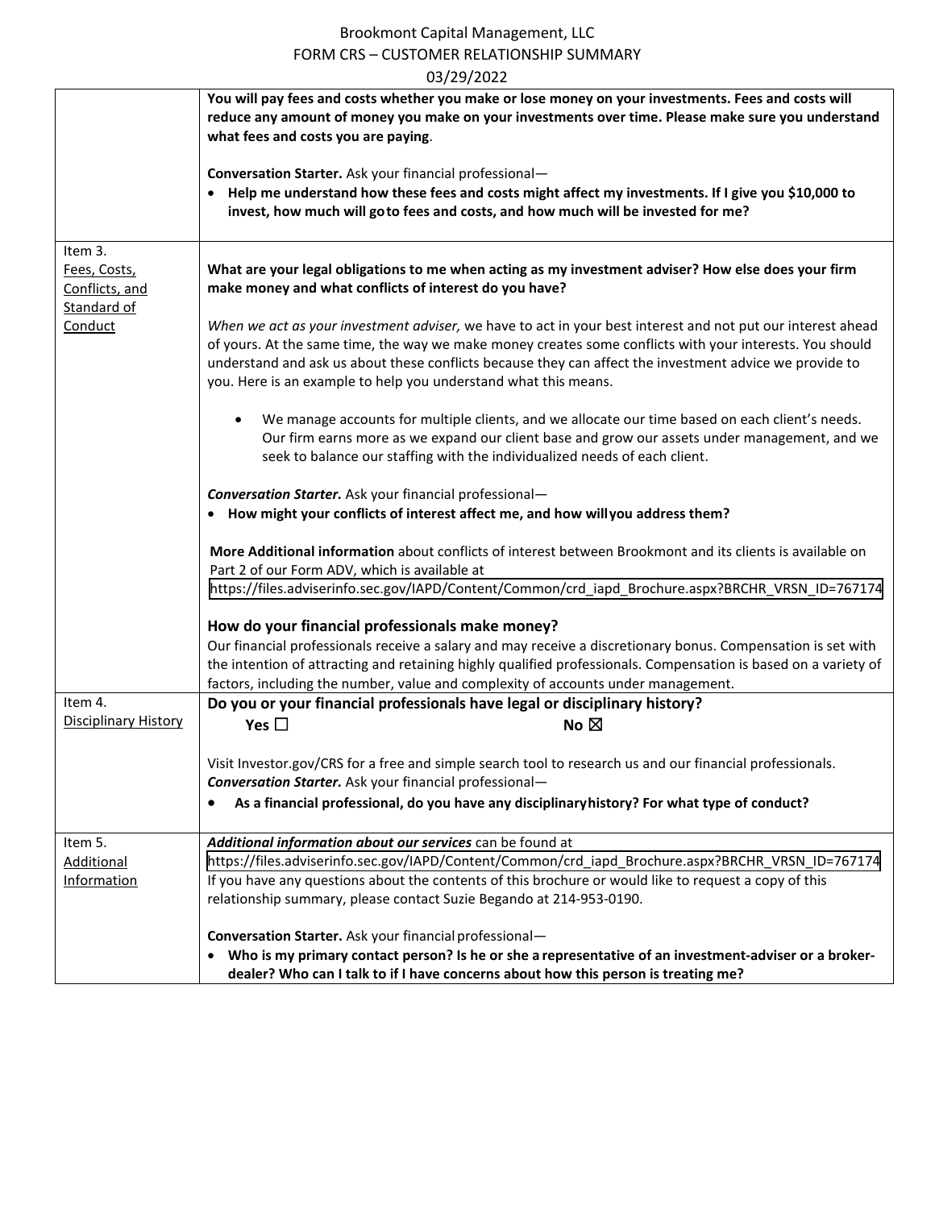| | |
|---|---|
| | **You will pay fees and costs whether you make or lose money on your investments. Fees and costs will reduce any amount of money you make on your investments over time. Please make sure you understand what fees and costs you are paying**.<br><br>**Conversation Starter.** Ask your financial professional—<br>• **Help me understand how these fees and costs might affect my investments. If I give you $10,000 to invest, how much will goto fees and costs, and how much will be invested for me?** |
| Item 3. Fees, Costs, Conflicts, and Standard of Conduct | **What are your legal obligations to me when acting as my investment adviser? How else does your firm make money and what conflicts of interest do you have?**<br><br>*When we act as your investment adviser,* we have to act in your best interest and not put our interest ahead of yours. At the same time, the way we make money creates some conflicts with your interests. You should understand and ask us about these conflicts because they can affect the investment advice we provide to you. Here is an example to help you understand what this means.<br><br>• We manage accounts for multiple clients, and we allocate our time based on each client's needs. Our firm earns more as we expand our client base and grow our assets under management, and we seek to balance our staffing with the individualized needs of each client.<br><br>***Conversation Starter.*** Ask your financial professional—<br>• **How might your conflicts of interest affect me, and how willyou address them?**<br><br>**More Additional information** about conflicts of interest between Brookmont and its clients is available on Part 2 of our Form ADV, which is available at https://files.adviserinfo.sec.gov/IAPD/Content/Common/crd_iapd_Brochure.aspx?BRCHR_VRSN_ID=767174<br><br>**How do your financial professionals make money?**<br>Our financial professionals receive a salary and may receive a discretionary bonus. Compensation is set with the intention of attracting and retaining highly qualified professionals. Compensation is based on a variety of factors, including the number, value and complexity of accounts under management. |
| Item 4. Disciplinary History | **Do you or your financial professionals have legal or disciplinary history?**<br>**Yes ☐** **No ☒**<br><br>Visit Investor.gov/CRS for a free and simple search tool to research us and our financial professionals.<br>***Conversation Starter.*** Ask your financial professional—<br>• **As a financial professional, do you have any disciplinaryhistory? For what type of conduct?** |
| Item 5. Additional Information | ***Additional information about our services*** can be found at https://files.adviserinfo.sec.gov/IAPD/Content/Common/crd_iapd_Brochure.aspx?BRCHR_VRSN_ID=767174<br>If you have any questions about the contents of this brochure or would like to request a copy of this relationship summary, please contact Suzie Begando at 214-953-0190.<br><br>**Conversation Starter.** Ask your financial professional—<br>• **Who is my primary contact person? Is he or she a representative of an investment-adviser or a broker-dealer? Who can I talk to if I have concerns about how this person is treating me?** |